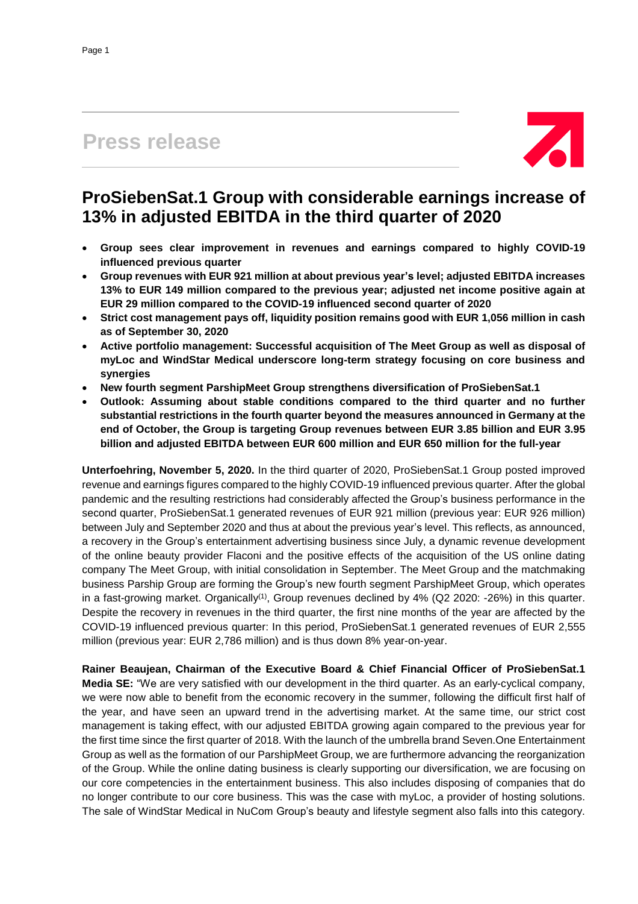# Press release

## ProSiebenSat.1 Group with considerable earnings increase of 13% in adjusted EBITDA in the third quarter of 2020

- **Group sees clear improvement in revenues and earnings compared to highly COVID-19 influenced previous quarter**
- **Group revenues with EUR 921 million at about previous year's level; adjusted EBITDA increases 13% to EUR 149 million compared to the previous year; adjusted net income positive again at EUR 29 million compared to the COVID-19 influenced second quarter of 2020**
- **Strict cost management pays off, liquidity position remains good with EUR 1,056 million in cash as of September 30, 2020**
- **Active portfolio management: Successful acquisition of The Meet Group as well as disposal of myLoc and WindStar Medical underscore long-term strategy focusing on core business and synergies**
- **New fourth segment ParshipMeet Group strengthens diversification of ProSiebenSat.1**
- **Outlook: Assuming about stable conditions compared to the third quarter and no further substantial restrictions in the fourth quarter beyond the measures announced in Germany at the end of October, the Group is targeting Group revenues between EUR 3.85 billion and EUR 3.95 billion and adjusted EBITDA between EUR 600 million and EUR 650 million for the full-year**

**Unterfoehring, November 5, 2020.** In the third quarter of 2020, ProSiebenSat.1 Group posted improved revenue and earnings figures compared to the highly COVID-19 influenced previous quarter. After the global pandemic and the resulting restrictions had considerably affected the Group's business performance in the second quarter, ProSiebenSat.1 generated revenues of EUR 921 million (previous year: EUR 926 million) between July and September 2020 and thus at about the previous year's level. This reflects, as announced, a recovery in the Group's entertainment advertising business since July, a dynamic revenue development of the online beauty provider Flaconi and the positive effects of the acquisition of the US online dating company The Meet Group, with initial consolidation in September. The Meet Group and the matchmaking business Parship Group are forming the Group's new fourth segment ParshipMeet Group, which operates in a fast-growing market. Organically[(1)], Group revenues declined by 4% (Q2 2020: -26%) in this quarter. Despite the recovery in revenues in the third quarter, the first nine months of the year are affected by the COVID-19 influenced previous quarter: In this period, ProSiebenSat.1 generated revenues of EUR 2,555 million (previous year: EUR 2,786 million) and is thus down 8% year-on-year.

**Rainer Beaujean, Chairman of the Executive Board & Chief Financial Officer of ProSiebenSat.1 Media SE:** "We are very satisfied with our development in the third quarter. As an early-cyclical company, we were now able to benefit from the economic recovery in the summer, following the difficult first half of the year, and have seen an upward trend in the advertising market. At the same time, our strict cost management is taking effect, with our adjusted EBITDA growing again compared to the previous year for the first time since the first quarter of 2018. With the launch of the umbrella brand Seven.One Entertainment Group as well as the formation of our ParshipMeet Group, we are furthermore advancing the reorganization of the Group. While the online dating business is clearly supporting our diversification, we are focusing on our core competencies in the entertainment business. This also includes disposing of companies that do no longer contribute to our core business. This was the case with myLoc, a provider of hosting solutions. The sale of WindStar Medical in NuCom Group's beauty and lifestyle segment also falls into this category.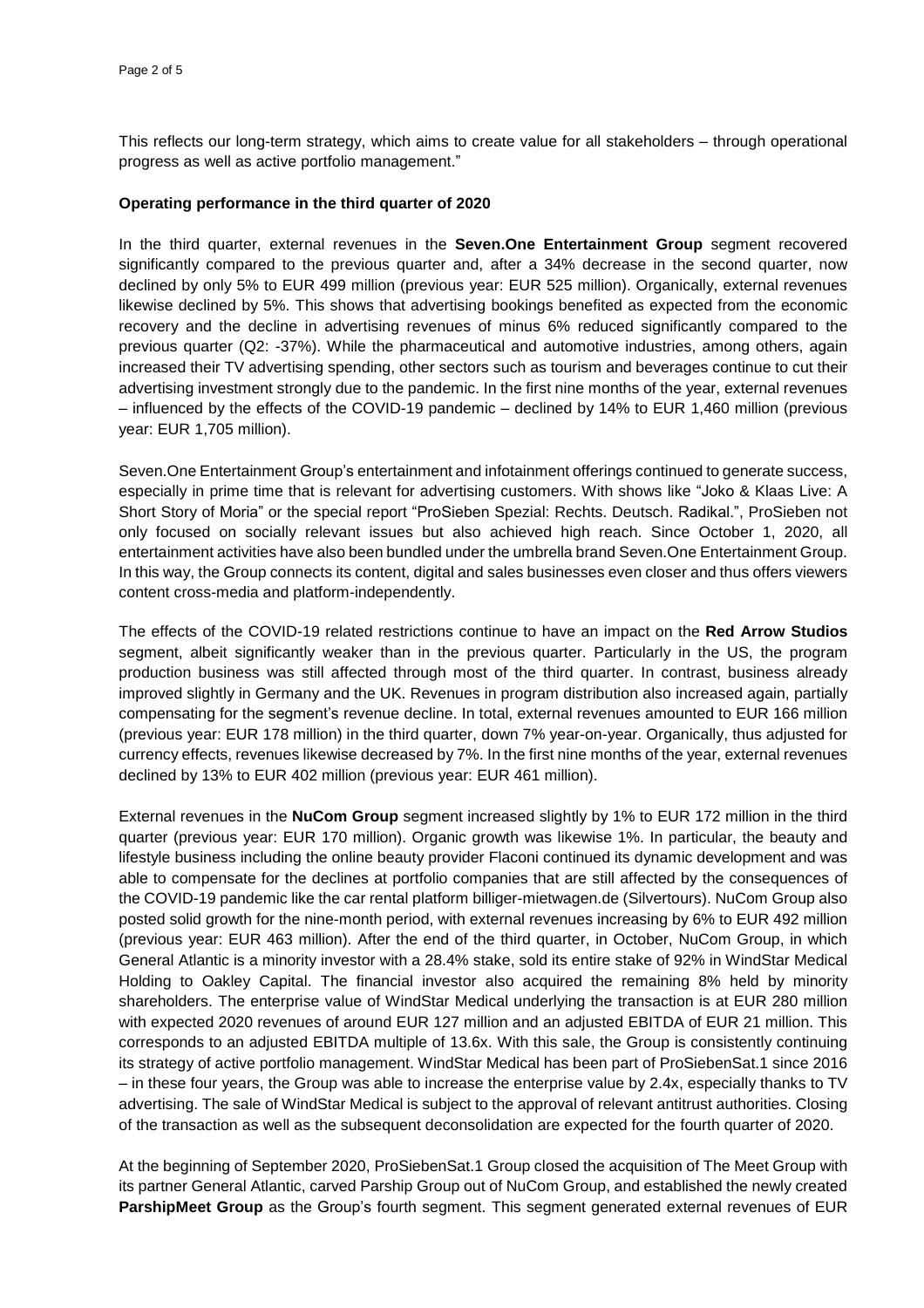This reflects our long-term strategy, which aims to create value for all stakeholders – through operational progress as well as active portfolio management."

**Operating performance in the third quarter of 2020**

In the third quarter, external revenues in the **Seven.One Entertainment Group** segment recovered significantly compared to the previous quarter and, after a 34% decrease in the second quarter, now declined by only 5% to EUR 499 million (previous year: EUR 525 million). Organically, external revenues likewise declined by 5%. This shows that advertising bookings benefited as expected from the economic recovery and the decline in advertising revenues of minus 6% reduced significantly compared to the previous quarter (Q2: -37%). While the pharmaceutical and automotive industries, among others, again increased their TV advertising spending, other sectors such as tourism and beverages continue to cut their advertising investment strongly due to the pandemic. In the first nine months of the year, external revenues – influenced by the effects of the COVID-19 pandemic – declined by 14% to EUR 1,460 million (previous year: EUR 1,705 million).

Seven.One Entertainment Group's entertainment and infotainment offerings continued to generate success, especially in prime time that is relevant for advertising customers. With shows like "Joko & Klaas Live: A Short Story of Moria" or the special report "ProSieben Spezial: Rechts. Deutsch. Radikal.", ProSieben not only focused on socially relevant issues but also achieved high reach. Since October 1, 2020, all entertainment activities have also been bundled under the umbrella brand Seven.One Entertainment Group. In this way, the Group connects its content, digital and sales businesses even closer and thus offers viewers content cross-media and platform-independently.

The effects of the COVID-19 related restrictions continue to have an impact on the **Red Arrow Studios** segment, albeit significantly weaker than in the previous quarter. Particularly in the US, the program production business was still affected through most of the third quarter. In contrast, business already improved slightly in Germany and the UK. Revenues in program distribution also increased again, partially compensating for the segment's revenue decline. In total, external revenues amounted to EUR 166 million (previous year: EUR 178 million) in the third quarter, down 7% year-on-year. Organically, thus adjusted for currency effects, revenues likewise decreased by 7%. In the first nine months of the year, external revenues declined by 13% to EUR 402 million (previous year: EUR 461 million).

External revenues in the **NuCom Group** segment increased slightly by 1% to EUR 172 million in the third quarter (previous year: EUR 170 million). Organic growth was likewise 1%. In particular, the beauty and lifestyle business including the online beauty provider Flaconi continued its dynamic development and was able to compensate for the declines at portfolio companies that are still affected by the consequences of the COVID-19 pandemic like the car rental platform billiger-mietwagen.de (Silvertours). NuCom Group also posted solid growth for the nine-month period, with external revenues increasing by 6% to EUR 492 million (previous year: EUR 463 million). After the end of the third quarter, in October, NuCom Group, in which General Atlantic is a minority investor with a 28.4% stake, sold its entire stake of 92% in WindStar Medical Holding to Oakley Capital. The financial investor also acquired the remaining 8% held by minority shareholders. The enterprise value of WindStar Medical underlying the transaction is at EUR 280 million with expected 2020 revenues of around EUR 127 million and an adjusted EBITDA of EUR 21 million. This corresponds to an adjusted EBITDA multiple of 13.6x. With this sale, the Group is consistently continuing its strategy of active portfolio management. WindStar Medical has been part of ProSiebenSat.1 since 2016 – in these four years, the Group was able to increase the enterprise value by 2.4x, especially thanks to TV advertising. The sale of WindStar Medical is subject to the approval of relevant antitrust authorities. Closing of the transaction as well as the subsequent deconsolidation are expected for the fourth quarter of 2020.

At the beginning of September 2020, ProSiebenSat.1 Group closed the acquisition of The Meet Group with its partner General Atlantic, carved Parship Group out of NuCom Group, and established the newly created **ParshipMeet Group** as the Group's fourth segment. This segment generated external revenues of EUR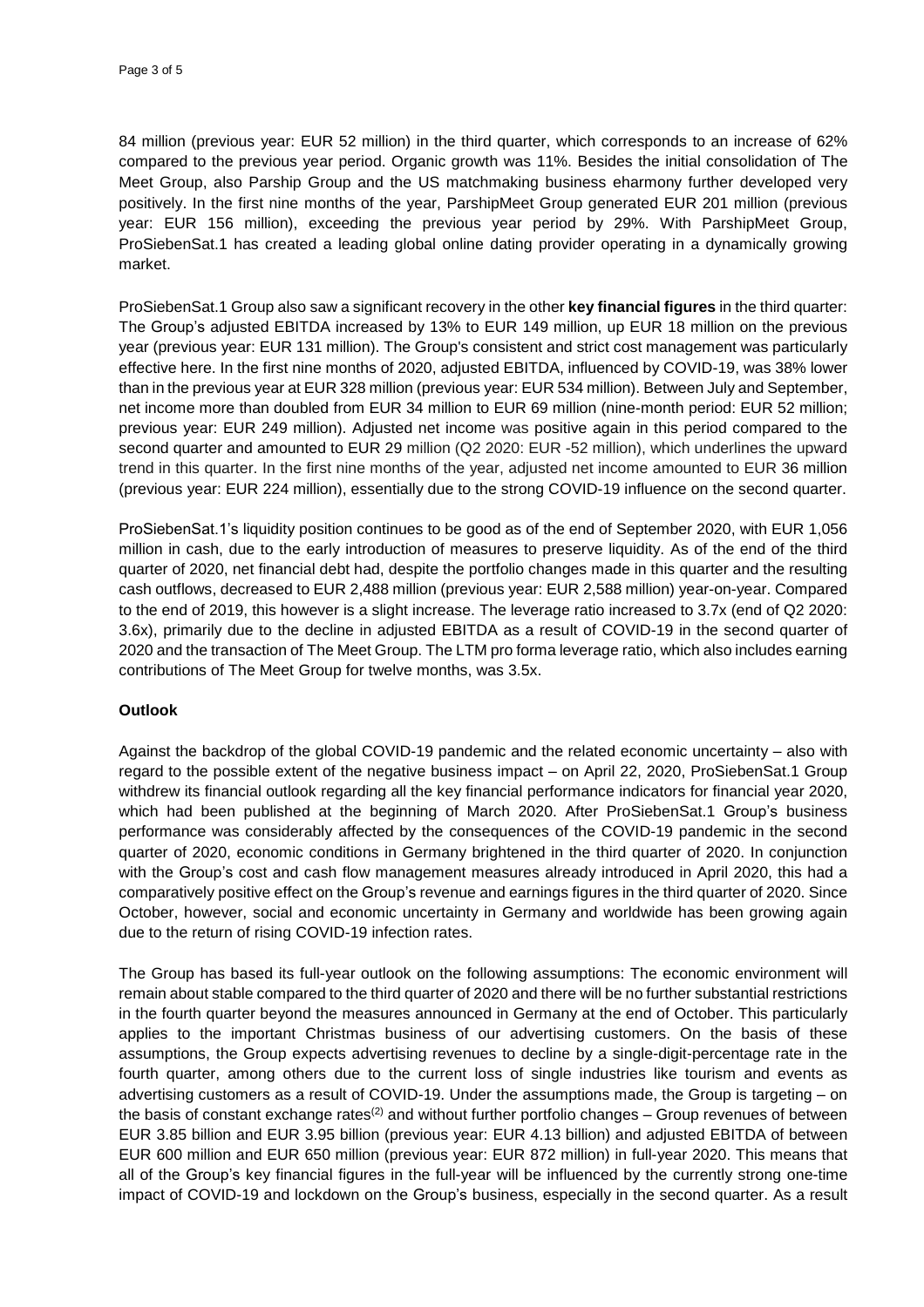84 million (previous year: EUR 52 million) in the third quarter, which corresponds to an increase of 62% compared to the previous year period. Organic growth was 11%. Besides the initial consolidation of The Meet Group, also Parship Group and the US matchmaking business eharmony further developed very positively. In the first nine months of the year, ParshipMeet Group generated EUR 201 million (previous year: EUR 156 million), exceeding the previous year period by 29%. With ParshipMeet Group, ProSiebenSat.1 has created a leading global online dating provider operating in a dynamically growing market.

ProSiebenSat.1 Group also saw a significant recovery in the other **key financial figures** in the third quarter: The Group's adjusted EBITDA increased by 13% to EUR 149 million, up EUR 18 million on the previous year (previous year: EUR 131 million). The Group's consistent and strict cost management was particularly effective here. In the first nine months of 2020, adjusted EBITDA, influenced by COVID-19, was 38% lower than in the previous year at EUR 328 million (previous year: EUR 534 million). Between July and September, net income more than doubled from EUR 34 million to EUR 69 million (nine-month period: EUR 52 million; previous year: EUR 249 million). Adjusted net income was positive again in this period compared to the second quarter and amounted to EUR 29 million (Q2 2020: EUR -52 million), which underlines the upward trend in this quarter. In the first nine months of the year, adjusted net income amounted to EUR 36 million (previous year: EUR 224 million), essentially due to the strong COVID-19 influence on the second quarter.

ProSiebenSat.1's liquidity position continues to be good as of the end of September 2020, with EUR 1,056 million in cash, due to the early introduction of measures to preserve liquidity. As of the end of the third quarter of 2020, net financial debt had, despite the portfolio changes made in this quarter and the resulting cash outflows, decreased to EUR 2,488 million (previous year: EUR 2,588 million) year-on-year. Compared to the end of 2019, this however is a slight increase. The leverage ratio increased to 3.7x (end of Q2 2020: 3.6x), primarily due to the decline in adjusted EBITDA as a result of COVID-19 in the second quarter of 2020 and the transaction of The Meet Group. The LTM pro forma leverage ratio, which also includes earning contributions of The Meet Group for twelve months, was 3.5x.

**Outlook**

Against the backdrop of the global COVID-19 pandemic and the related economic uncertainty – also with regard to the possible extent of the negative business impact – on April 22, 2020, ProSiebenSat.1 Group withdrew its financial outlook regarding all the key financial performance indicators for financial year 2020, which had been published at the beginning of March 2020. After ProSiebenSat.1 Group's business performance was considerably affected by the consequences of the COVID-19 pandemic in the second quarter of 2020, economic conditions in Germany brightened in the third quarter of 2020. In conjunction with the Group's cost and cash flow management measures already introduced in April 2020, this had a comparatively positive effect on the Group's revenue and earnings figures in the third quarter of 2020. Since October, however, social and economic uncertainty in Germany and worldwide has been growing again due to the return of rising COVID-19 infection rates.

The Group has based its full-year outlook on the following assumptions: The economic environment will remain about stable compared to the third quarter of 2020 and there will be no further substantial restrictions in the fourth quarter beyond the measures announced in Germany at the end of October. This particularly applies to the important Christmas business of our advertising customers. On the basis of these assumptions, the Group expects advertising revenues to decline by a single-digit-percentage rate in the fourth quarter, among others due to the current loss of single industries like tourism and events as advertising customers as a result of COVID-19. Under the assumptions made, the Group is targeting – on the basis of constant exchange rates[2] and without further portfolio changes – Group revenues of between EUR 3.85 billion and EUR 3.95 billion (previous year: EUR 4.13 billion) and adjusted EBITDA of between EUR 600 million and EUR 650 million (previous year: EUR 872 million) in full-year 2020. This means that all of the Group's key financial figures in the full-year will be influenced by the currently strong one-time impact of COVID-19 and lockdown on the Group's business, especially in the second quarter. As a result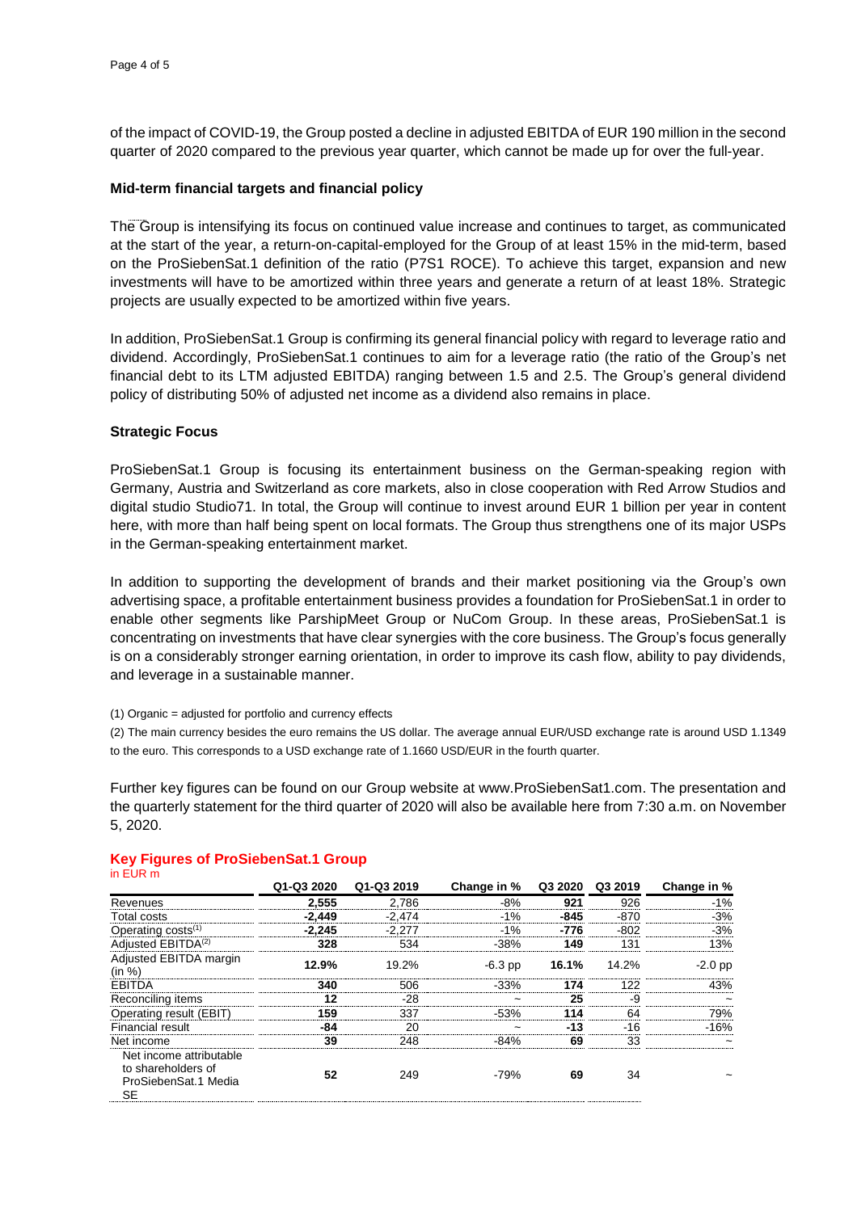of the impact of COVID-19, the Group posted a decline in adjusted EBITDA of EUR 190 million in the second quarter of 2020 compared to the previous year quarter, which cannot be made up for over the full-year.

**Mid-term financial targets and financial policy**

The Group is intensifying its focus on continued value increase and continues to target, as communicated at the start of the year, a return-on-capital-employed for the Group of at least 15% in the mid-term, based on the ProSiebenSat.1 definition of the ratio (P7S1 ROCE). To achieve this target, expansion and new investments will have to be amortized within three years and generate a return of at least 18%. Strategic projects are usually expected to be amortized within five years.

In addition, ProSiebenSat.1 Group is confirming its general financial policy with regard to leverage ratio and dividend. Accordingly, ProSiebenSat.1 continues to aim for a leverage ratio (the ratio of the Group's net financial debt to its LTM adjusted EBITDA) ranging between 1.5 and 2.5. The Group's general dividend policy of distributing 50% of adjusted net income as a dividend also remains in place.

**Strategic Focus**

ProSiebenSat.1 Group is focusing its entertainment business on the German-speaking region with Germany, Austria and Switzerland as core markets, also in close cooperation with Red Arrow Studios and digital studio Studio71. In total, the Group will continue to invest around EUR 1 billion per year in content here, with more than half being spent on local formats. The Group thus strengthens one of its major USPs in the German-speaking entertainment market.

In addition to supporting the development of brands and their market positioning via the Group's own advertising space, a profitable entertainment business provides a foundation for ProSiebenSat.1 in order to enable other segments like ParshipMeet Group or NuCom Group. In these areas, ProSiebenSat.1 is concentrating on investments that have clear synergies with the core business. The Group's focus generally is on a considerably stronger earning orientation, in order to improve its cash flow, ability to pay dividends, and leverage in a sustainable manner.

(1) Organic = adjusted for portfolio and currency effects

(2) The main currency besides the euro remains the US dollar. The average annual EUR/USD exchange rate is around USD 1.1349 to the euro. This corresponds to a USD exchange rate of 1.1660 USD/EUR in the fourth quarter.

Further key figures can be found on our Group website at www.ProSiebenSat1.com. The presentation and the quarterly statement for the third quarter of 2020 will also be available here from 7:30 a.m. on November 5, 2020.

## Key Figures of ProSiebenSat.1 Group

in EUR m

| | Q1-Q3 2020 | Q1-Q3 2019 | Change in % | Q3 2020 | Q3 2019 | Change in % |
|---|---|---|---|---|---|---|
| Revenues | **2,555** | 2,786 | -8% | **921** | 926 | -1% |
| Total costs | **-2,449** | -2,474 | -1% | **-845** | -870 | -3% |
| Operating costs(1) | **-2,245** | -2,277 | -1% | **-776** | -802 | -3% |
| Adjusted EBITDA(2) | **328** | 534 | -38% | **149** | 131 | 13% |
| Adjusted EBITDA margin (in %) | **12.9%** | 19.2% | -6.3 pp | **16.1%** | 14.2% | -2.0 pp |
| EBITDA | **340** | 506 | -33% | **174** | 122 | 43% |
| Reconciling items | **12** | -28 | ~ | **25** | -9 | ~ |
| Operating result (EBIT) | **159** | 337 | -53% | **114** | 64 | 79% |
| Financial result | **-84** | 20 | ~ | **-13** | -16 | -16% |
| Net income | **39** | 248 | -84% | **69** | 33 | ~ |
| Net income attributable to shareholders of ProSiebenSat.1 Media SE | **52** | 249 | -79% | **69** | 34 | ~ |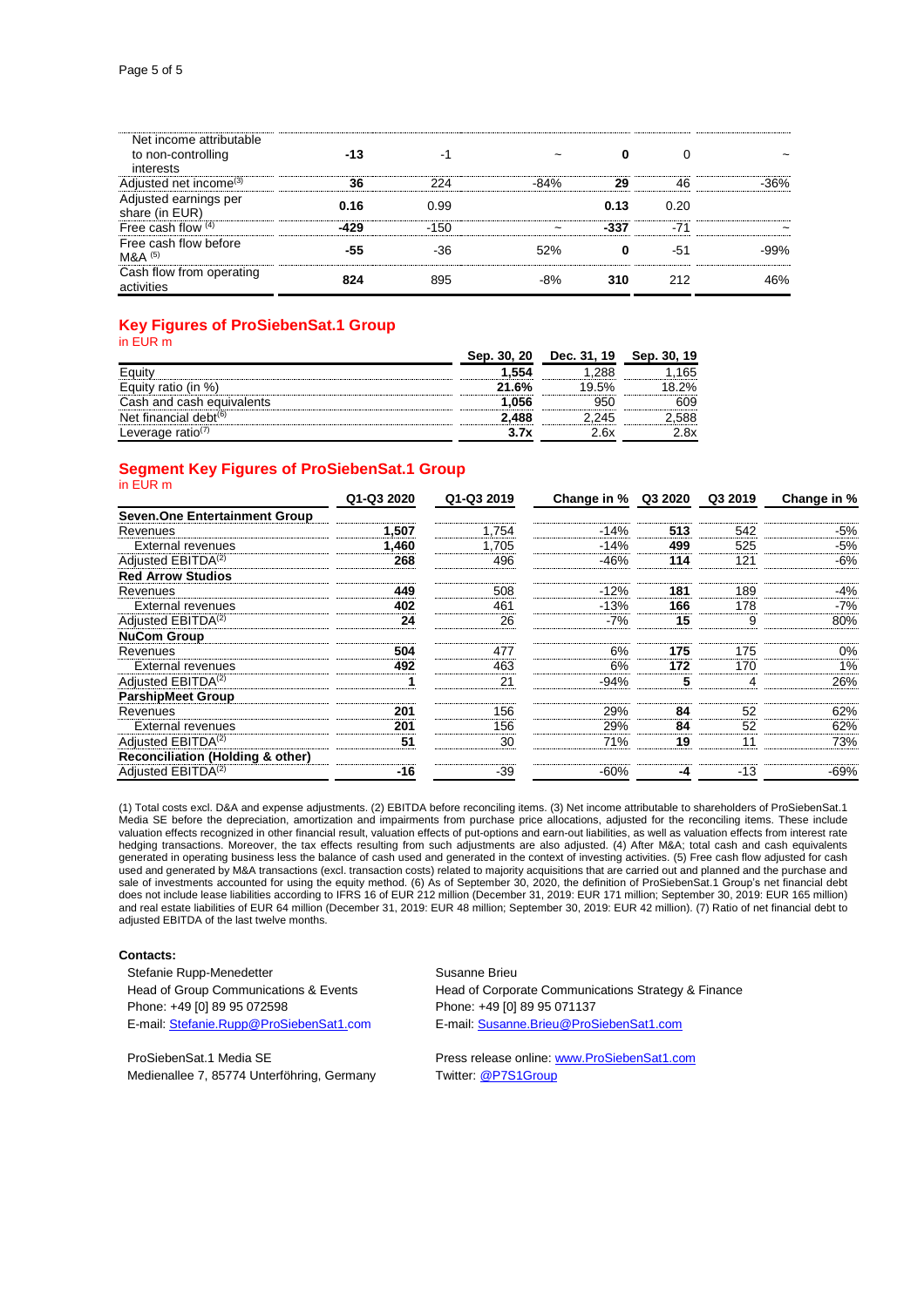| | | | | | | |
|---|---|---|---|---|---|---|
| Net income attributable to non-controlling interests | **-13** | -1 | ~ | **0** | 0 | ~ |
| Adjusted net income[3] | **36** | 224 | -84% | **29** | 46 | -36% |
| Adjusted earnings per share (in EUR) | **0.16** | 0.99 | | **0.13** | 0.20 | |
| Free cash flow [4] | **-429** | -150 | ~ | **-337** | -71 | ~ |
| Free cash flow before M&A [5] | **-55** | -36 | 52% | **0** | -51 | -99% |
| Cash flow from operating activities | **824** | 895 | -8% | **310** | 212 | 46% |

## Key Figures of ProSiebenSat.1 Group

in EUR m

| | Sep. 30, 20 | Dec. 31, 19 | Sep. 30, 19 |
|---|---|---|---|
| Equity | **1,554** | 1,288 | 1,165 |
| Equity ratio (in %) | **21.6%** | 19.5% | 18.2% |
| Cash and cash equivalents | **1,056** | 950 | 609 |
| Net financial debt[6] | **2,488** | 2,245 | 2,588 |
| Leverage ratio[7] | **3.7x** | 2.6x | 2.8x |

## Segment Key Figures of ProSiebenSat.1 Group

in EUR m

| | Q1-Q3 2020 | Q1-Q3 2019 | Change in % | Q3 2020 | Q3 2019 | Change in % |
|---|---|---|---|---|---|---|
| **Seven.One Entertainment Group** | | | | | | |
| Revenues | **1,507** | 1,754 | -14% | **513** | 542 | -5% |
| External revenues | **1,460** | 1,705 | -14% | **499** | 525 | -5% |
| Adjusted EBITDA[2] | **268** | 496 | -46% | **114** | 121 | -6% |
| **Red Arrow Studios** | | | | | | |
| Revenues | **449** | 508 | -12% | **181** | 189 | -4% |
| External revenues | **402** | 461 | -13% | **166** | 178 | -7% |
| Adjusted EBITDA[2] | **24** | 26 | -7% | **15** | 9 | 80% |
| **NuCom Group** | | | | | | |
| Revenues | **504** | 477 | 6% | **175** | 175 | 0% |
| External revenues | **492** | 463 | 6% | **172** | 170 | 1% |
| Adjusted EBITDA[2] | **1** | 21 | -94% | **5** | 4 | 26% |
| **ParshipMeet Group** | | | | | | |
| Revenues | **201** | 156 | 29% | **84** | 52 | 62% |
| External revenues | **201** | 156 | 29% | **84** | 52 | 62% |
| Adjusted EBITDA[2] | **51** | 30 | 71% | **19** | 11 | 73% |
| **Reconciliation (Holding & other)** | | | | | | |
| Adjusted EBITDA[2] | **-16** | -39 | -60% | **-4** | -13 | -69% |

(1) Total costs excl. D&A and expense adjustments. (2) EBITDA before reconciling items. (3) Net income attributable to shareholders of ProSiebenSat.1 Media SE before the depreciation, amortization and impairments from purchase price allocations, adjusted for the reconciling items. These include valuation effects recognized in other financial result, valuation effects of put-options and earn-out liabilities, as well as valuation effects from interest rate hedging transactions. Moreover, the tax effects resulting from such adjustments are also adjusted. (4) After M&A; total cash and cash equivalents generated in operating business less the balance of cash used and generated in the context of investing activities. (5) Free cash flow adjusted for cash used and generated by M&A transactions (excl. transaction costs) related to majority acquisitions that are carried out and planned and the purchase and sale of investments accounted for using the equity method. (6) As of September 30, 2020, the definition of ProSiebenSat.1 Group's net financial debt does not include lease liabilities according to IFRS 16 of EUR 212 million (December 31, 2019: EUR 171 million; September 30, 2019: EUR 165 million) and real estate liabilities of EUR 64 million (December 31, 2019: EUR 48 million; September 30, 2019: EUR 42 million). (7) Ratio of net financial debt to adjusted EBITDA of the last twelve months.

**Contacts:**

Stefanie Rupp-Menedetter
Head of Group Communications & Events
Phone: +49 [0] 89 95 072598
E-mail: Stefanie.Rupp@ProSiebenSat1.com

Susanne Brieu
Head of Corporate Communications Strategy & Finance
Phone: +49 [0] 89 95 071137
E-mail: Susanne.Brieu@ProSiebenSat1.com

ProSiebenSat.1 Media SE
Medienallee 7, 85774 Unterföhring, Germany

Press release online: www.ProSiebenSat1.com
Twitter: @P7S1Group